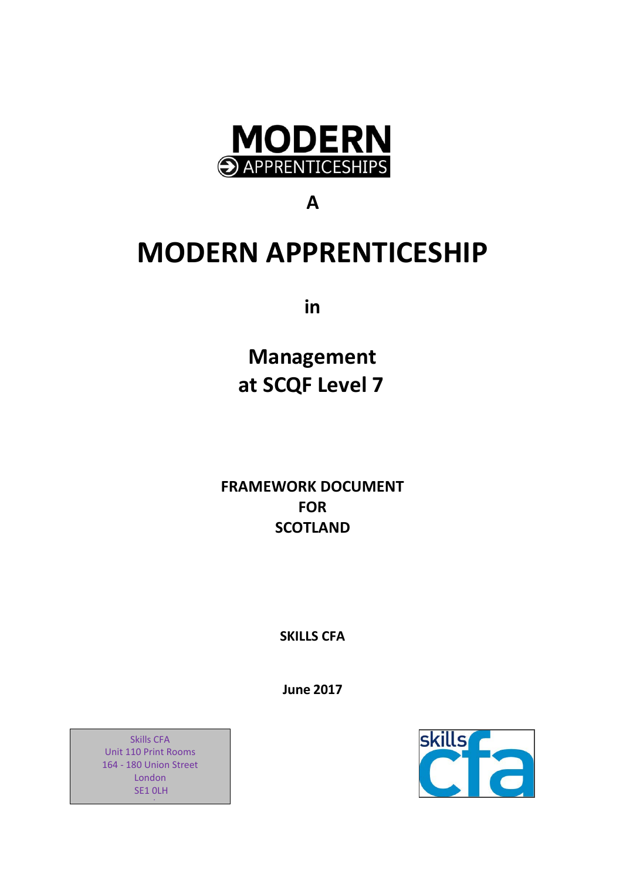**MODERN**
**APPRENTICESHIPS**

**A**

# MODERN APPRENTICESHIP

**in**

## Management at SCQF Level 7

**FRAMEWORK DOCUMENT**
**FOR**
**SCOTLAND**

**SKILLS CFA**

**June 2017**

Skills CFA
Unit 110 Print Rooms
164 - 180 Union Street
London
SE1 0LH

skills cfa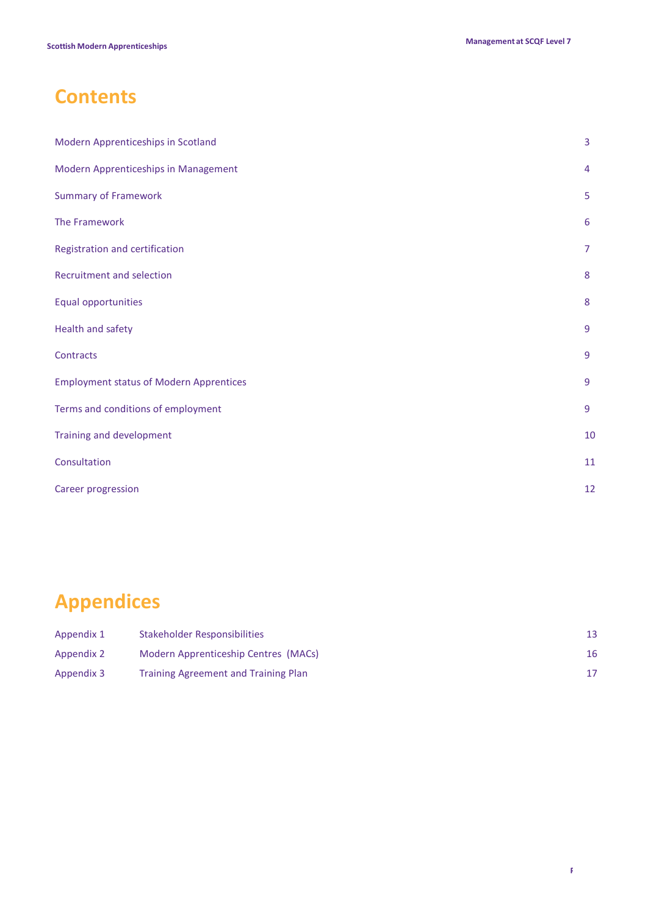# Contents

| | |
|---|---|
| Modern Apprenticeships in Scotland | 3 |
| Modern Apprenticeships in Management | 4 |
| Summary of Framework | 5 |
| The Framework | 6 |
| Registration and certification | 7 |
| Recruitment and selection | 8 |
| Equal opportunities | 8 |
| Health and safety | 9 |
| Contracts | 9 |
| Employment status of Modern Apprentices | 9 |
| Terms and conditions of employment | 9 |
| Training and development | 10 |
| Consultation | 11 |
| Career progression | 12 |

# Appendices

| | | |
|---|---|---|
| Appendix 1 | Stakeholder Responsibilities | 13 |
| Appendix 2 | Modern Apprenticeship Centres (MACs) | 16 |
| Appendix 3 | Training Agreement and Training Plan | 17 |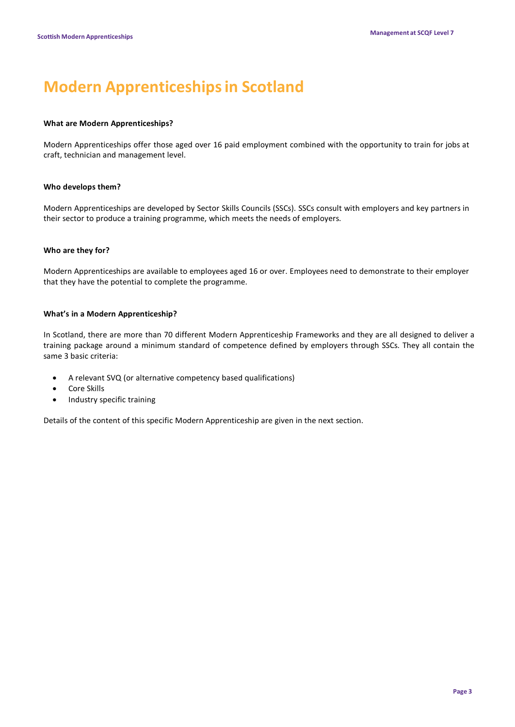# Modern Apprenticeships in Scotland

**What are Modern Apprenticeships?**

Modern Apprenticeships offer those aged over 16 paid employment combined with the opportunity to train for jobs at craft, technician and management level.

**Who develops them?**

Modern Apprenticeships are developed by Sector Skills Councils (SSCs). SSCs consult with employers and key partners in their sector to produce a training programme, which meets the needs of employers.

**Who are they for?**

Modern Apprenticeships are available to employees aged 16 or over. Employees need to demonstrate to their employer that they have the potential to complete the programme.

**What's in a Modern Apprenticeship?**

In Scotland, there are more than 70 different Modern Apprenticeship Frameworks and they are all designed to deliver a training package around a minimum standard of competence defined by employers through SSCs. They all contain the same 3 basic criteria:

- A relevant SVQ (or alternative competency based qualifications)
- Core Skills
- Industry specific training

Details of the content of this specific Modern Apprenticeship are given in the next section.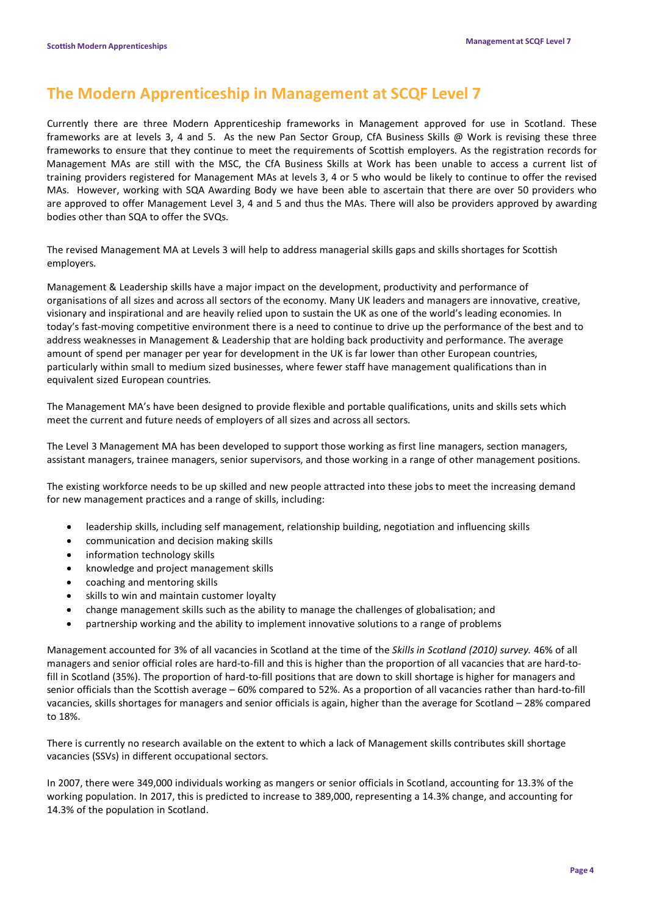# The Modern Apprenticeship in Management at SCQF Level 7

Currently there are three Modern Apprenticeship frameworks in Management approved for use in Scotland. These frameworks are at levels 3, 4 and 5. As the new Pan Sector Group, CfA Business Skills @ Work is revising these three frameworks to ensure that they continue to meet the requirements of Scottish employers. As the registration records for Management MAs are still with the MSC, the CfA Business Skills at Work has been unable to access a current list of training providers registered for Management MAs at levels 3, 4 or 5 who would be likely to continue to offer the revised MAs. However, working with SQA Awarding Body we have been able to ascertain that there are over 50 providers who are approved to offer Management Level 3, 4 and 5 and thus the MAs. There will also be providers approved by awarding bodies other than SQA to offer the SVQs.

The revised Management MA at Levels 3 will help to address managerial skills gaps and skills shortages for Scottish employers.

Management & Leadership skills have a major impact on the development, productivity and performance of organisations of all sizes and across all sectors of the economy. Many UK leaders and managers are innovative, creative, visionary and inspirational and are heavily relied upon to sustain the UK as one of the world's leading economies. In today's fast-moving competitive environment there is a need to continue to drive up the performance of the best and to address weaknesses in Management & Leadership that are holding back productivity and performance. The average amount of spend per manager per year for development in the UK is far lower than other European countries, particularly within small to medium sized businesses, where fewer staff have management qualifications than in equivalent sized European countries.

The Management MA's have been designed to provide flexible and portable qualifications, units and skills sets which meet the current and future needs of employers of all sizes and across all sectors.

The Level 3 Management MA has been developed to support those working as first line managers, section managers, assistant managers, trainee managers, senior supervisors, and those working in a range of other management positions.

The existing workforce needs to be up skilled and new people attracted into these jobs to meet the increasing demand for new management practices and a range of skills, including:

- leadership skills, including self management, relationship building, negotiation and influencing skills
- communication and decision making skills
- information technology skills
- knowledge and project management skills
- coaching and mentoring skills
- skills to win and maintain customer loyalty
- change management skills such as the ability to manage the challenges of globalisation; and
- partnership working and the ability to implement innovative solutions to a range of problems

Management accounted for 3% of all vacancies in Scotland at the time of the *Skills in Scotland (2010) survey.* 46% of all managers and senior official roles are hard-to-fill and this is higher than the proportion of all vacancies that are hard-to-fill in Scotland (35%). The proportion of hard-to-fill positions that are down to skill shortage is higher for managers and senior officials than the Scottish average – 60% compared to 52%. As a proportion of all vacancies rather than hard-to-fill vacancies, skills shortages for managers and senior officials is again, higher than the average for Scotland – 28% compared to 18%.

There is currently no research available on the extent to which a lack of Management skills contributes skill shortage vacancies (SSVs) in different occupational sectors.

In 2007, there were 349,000 individuals working as mangers or senior officials in Scotland, accounting for 13.3% of the working population. In 2017, this is predicted to increase to 389,000, representing a 14.3% change, and accounting for 14.3% of the population in Scotland.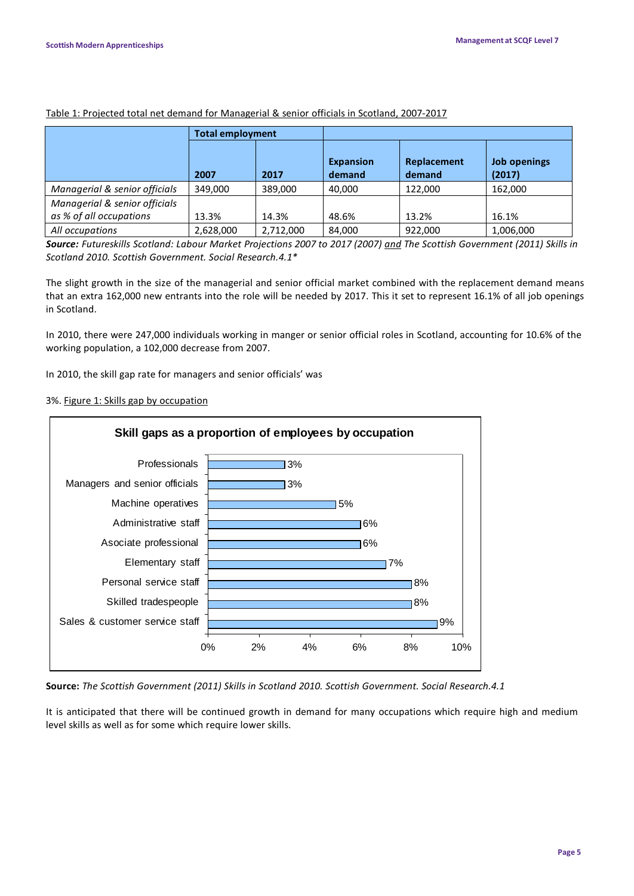Table 1: Projected total net demand for Managerial & senior officials in Scotland, 2007-2017

| | Total employment | | | | |
|---|---|---|---|---|---|
| | **2007** | **2017** | **Expansion demand** | **Replacement demand** | **Job openings (2017)** |
| *Managerial & senior officials* | 349,000 | 389,000 | 40,000 | 122,000 | 162,000 |
| *Managerial & senior officials as % of all occupations* | 13.3% | 14.3% | 48.6% | 13.2% | 16.1% |
| *All occupations* | 2,628,000 | 2,712,000 | 84,000 | 922,000 | 1,006,000 |

***Source:*** *Futureskills Scotland: Labour Market Projections 2007 to 2017 (2007)* *and* *The Scottish Government (2011) Skills in Scotland 2010. Scottish Government. Social Research.4.1**

The slight growth in the size of the managerial and senior official market combined with the replacement demand means that an extra 162,000 new entrants into the role will be needed by 2017. This it set to represent 16.1% of all job openings in Scotland.

In 2010, there were 247,000 individuals working in manger or senior official roles in Scotland, accounting for 10.6% of the working population, a 102,000 decrease from 2007.

In 2010, the skill gap rate for managers and senior officials' was

3%. Figure 1: Skills gap by occupation

**Skill gaps as a proportion of employees by occupation**

| Occupation | Skill gap |
|---|---|
| Professionals | 3% |
| Managers and senior officials | 3% |
| Machine operatives | 5% |
| Administrative staff | 6% |
| Asociate professional | 6% |
| Elementary staff | 7% |
| Personal service staff | 8% |
| Skilled tradespeople | 8% |
| Sales & customer service staff | 9% |

**Source:** *The Scottish Government (2011) Skills in Scotland 2010. Scottish Government. Social Research.4.1*

It is anticipated that there will be continued growth in demand for many occupations which require high and medium level skills as well as for some which require lower skills.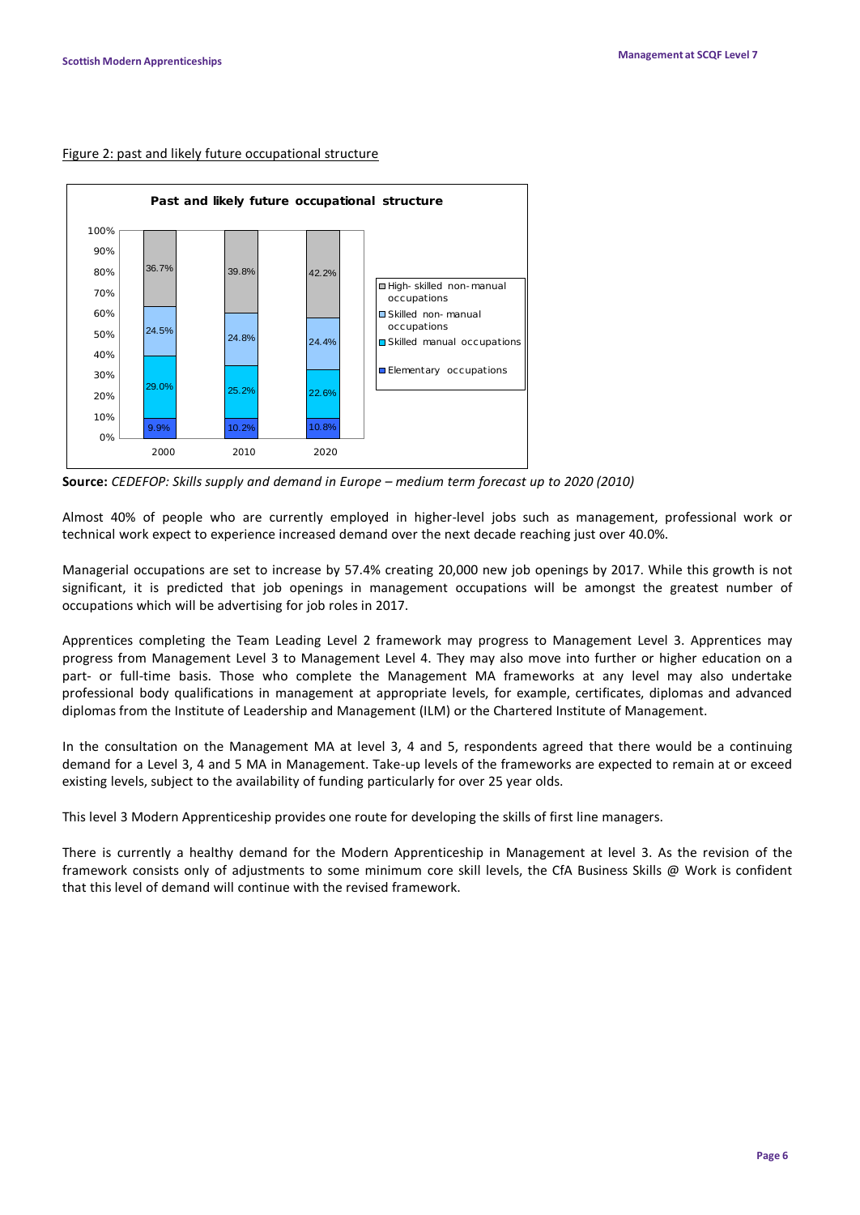Figure 2: past and likely future occupational structure

**Past and likely future occupational structure**

| | 2000 | 2010 | 2020 |
|---|---|---|---|
| High- skilled non-manual occupations | 36.7% | 39.8% | 42.2% |
| Skilled non- manual occupations | 24.5% | 24.8% | 24.4% |
| Skilled manual occupations | 29.0% | 25.2% | 22.6% |
| Elementary occupations | 9.9% | 10.2% | 10.8% |

**Source:** *CEDEFOP: Skills supply and demand in Europe – medium term forecast up to 2020 (2010)*

Almost 40% of people who are currently employed in higher-level jobs such as management, professional work or technical work expect to experience increased demand over the next decade reaching just over 40.0%.

Managerial occupations are set to increase by 57.4% creating 20,000 new job openings by 2017. While this growth is not significant, it is predicted that job openings in management occupations will be amongst the greatest number of occupations which will be advertising for job roles in 2017.

Apprentices completing the Team Leading Level 2 framework may progress to Management Level 3. Apprentices may progress from Management Level 3 to Management Level 4. They may also move into further or higher education on a part- or full-time basis. Those who complete the Management MA frameworks at any level may also undertake professional body qualifications in management at appropriate levels, for example, certificates, diplomas and advanced diplomas from the Institute of Leadership and Management (ILM) or the Chartered Institute of Management.

In the consultation on the Management MA at level 3, 4 and 5, respondents agreed that there would be a continuing demand for a Level 3, 4 and 5 MA in Management. Take-up levels of the frameworks are expected to remain at or exceed existing levels, subject to the availability of funding particularly for over 25 year olds.

This level 3 Modern Apprenticeship provides one route for developing the skills of first line managers.

There is currently a healthy demand for the Modern Apprenticeship in Management at level 3. As the revision of the framework consists only of adjustments to some minimum core skill levels, the CfA Business Skills @ Work is confident that this level of demand will continue with the revised framework.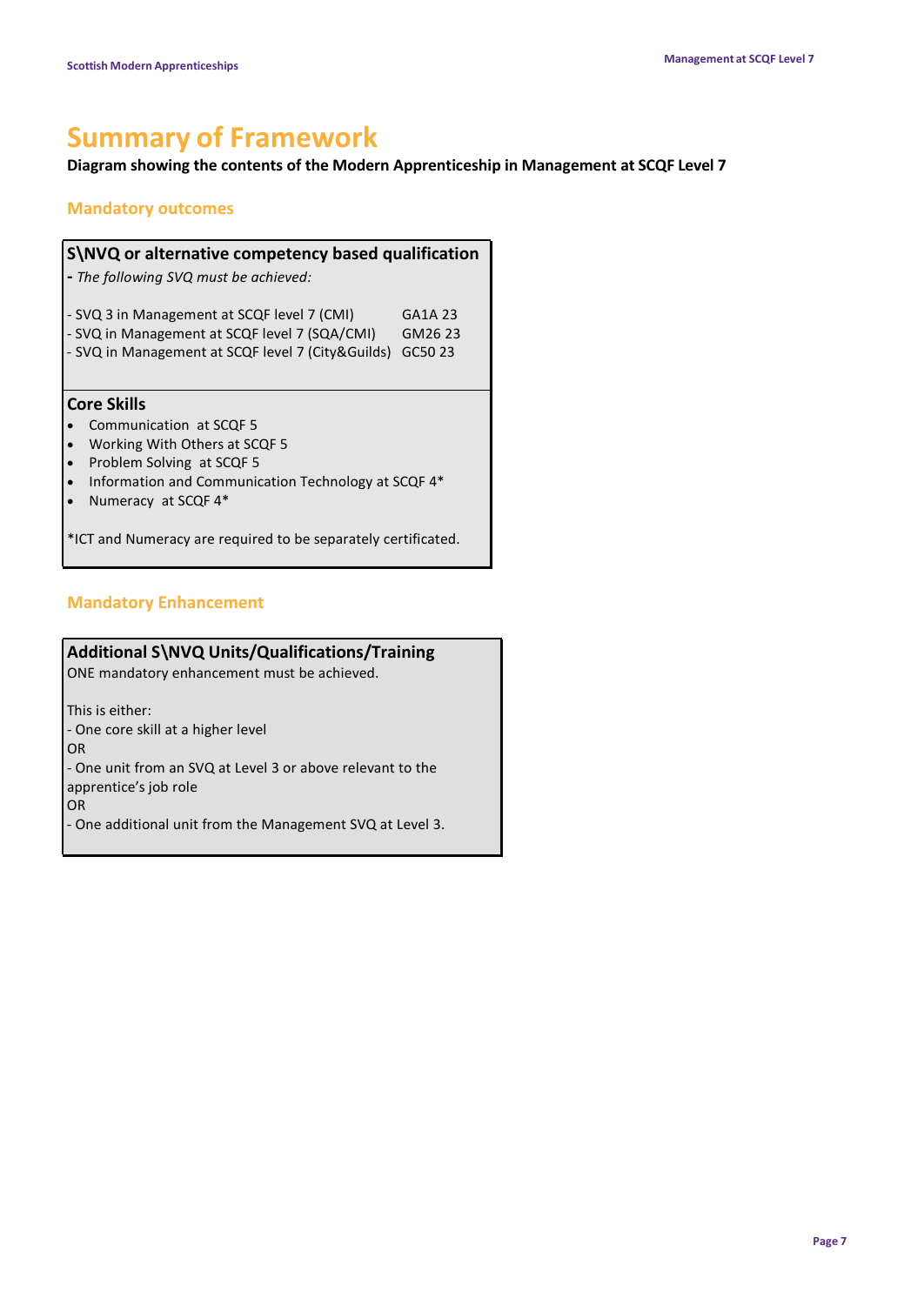# Summary of Framework

**Diagram showing the contents of the Modern Apprenticeship in Management at SCQF Level 7**

## Mandatory outcomes

### S\NVQ or alternative competency based qualification

**-** *The following SVQ must be achieved:*

| | |
|---|---|
| - SVQ 3 in Management at SCQF level 7 (CMI) | GA1A 23 |
| - SVQ in Management at SCQF level 7 (SQA/CMI) | GM26 23 |
| - SVQ in Management at SCQF level 7 (City&Guilds) | GC50 23 |

### Core Skills

- Communication at SCQF 5
- Working With Others at SCQF 5
- Problem Solving at SCQF 5
- Information and Communication Technology at SCQF 4*
- Numeracy at SCQF 4*

*ICT and Numeracy are required to be separately certificated.

## Mandatory Enhancement

### Additional S\NVQ Units/Qualifications/Training

ONE mandatory enhancement must be achieved.

This is either:
- One core skill at a higher level

OR
- One unit from an SVQ at Level 3 or above relevant to the apprentice's job role

OR
- One additional unit from the Management SVQ at Level 3.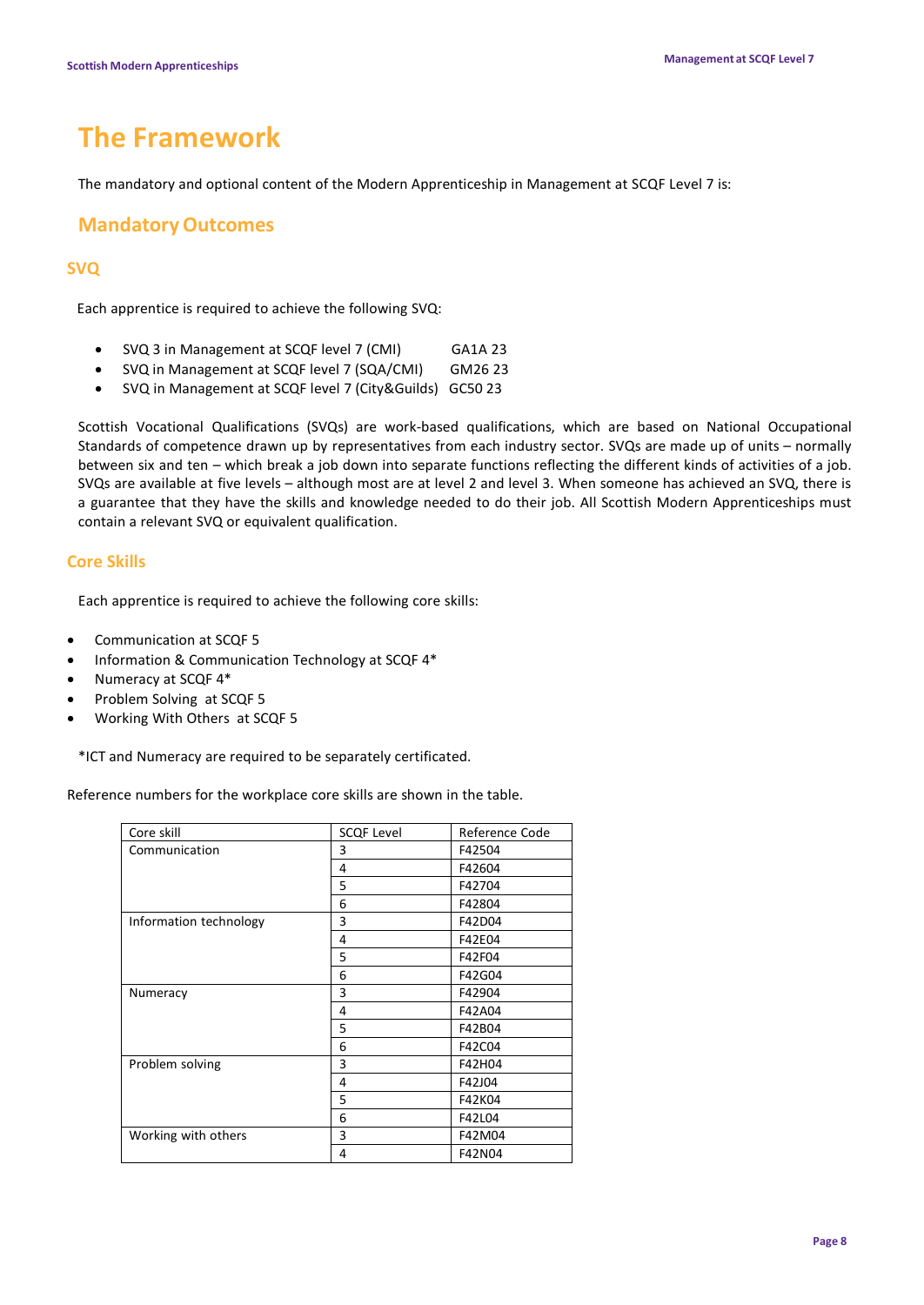# The Framework

The mandatory and optional content of the Modern Apprenticeship in Management at SCQF Level 7 is:

## Mandatory Outcomes

### SVQ

Each apprentice is required to achieve the following SVQ:

- SVQ 3 in Management at SCQF level 7 (CMI) GA1A 23
- SVQ in Management at SCQF level 7 (SQA/CMI) GM26 23
- SVQ in Management at SCQF level 7 (City&Guilds) GC50 23

Scottish Vocational Qualifications (SVQs) are work-based qualifications, which are based on National Occupational Standards of competence drawn up by representatives from each industry sector. SVQs are made up of units – normally between six and ten – which break a job down into separate functions reflecting the different kinds of activities of a job. SVQs are available at five levels – although most are at level 2 and level 3. When someone has achieved an SVQ, there is a guarantee that they have the skills and knowledge needed to do their job. All Scottish Modern Apprenticeships must contain a relevant SVQ or equivalent qualification.

### Core Skills

Each apprentice is required to achieve the following core skills:

- Communication at SCQF 5
- Information & Communication Technology at SCQF 4*
- Numeracy at SCQF 4*
- Problem Solving at SCQF 5
- Working With Others at SCQF 5

*ICT and Numeracy are required to be separately certificated.

Reference numbers for the workplace core skills are shown in the table.

| Core skill | SCQF Level | Reference Code |
|---|---|---|
| Communication | 3 | F42504 |
| | 4 | F42604 |
| | 5 | F42704 |
| | 6 | F42804 |
| Information technology | 3 | F42D04 |
| | 4 | F42E04 |
| | 5 | F42F04 |
| | 6 | F42G04 |
| Numeracy | 3 | F42904 |
| | 4 | F42A04 |
| | 5 | F42B04 |
| | 6 | F42C04 |
| Problem solving | 3 | F42H04 |
| | 4 | F42J04 |
| | 5 | F42K04 |
| | 6 | F42L04 |
| Working with others | 3 | F42M04 |
| | 4 | F42N04 |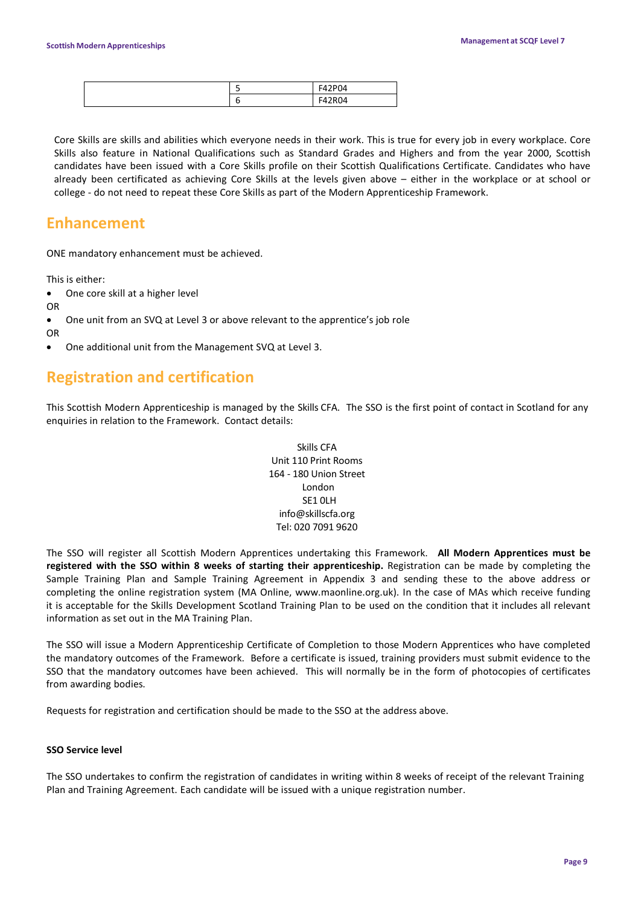| | | |
|---|---|---|
| | 5 | F42P04 |
| | 6 | F42R04 |

Core Skills are skills and abilities which everyone needs in their work. This is true for every job in every workplace. Core Skills also feature in National Qualifications such as Standard Grades and Highers and from the year 2000, Scottish candidates have been issued with a Core Skills profile on their Scottish Qualifications Certificate. Candidates who have already been certificated as achieving Core Skills at the levels given above – either in the workplace or at school or college - do not need to repeat these Core Skills as part of the Modern Apprenticeship Framework.

## Enhancement

ONE mandatory enhancement must be achieved.

This is either:

- One core skill at a higher level

OR

- One unit from an SVQ at Level 3 or above relevant to the apprentice's job role

OR

- One additional unit from the Management SVQ at Level 3.

## Registration and certification

This Scottish Modern Apprenticeship is managed by the Skills CFA. The SSO is the first point of contact in Scotland for any enquiries in relation to the Framework. Contact details:

Skills CFA
Unit 110 Print Rooms
164 - 180 Union Street
London
SE1 0LH
info@skillscfa.org
Tel: 020 7091 9620

The SSO will register all Scottish Modern Apprentices undertaking this Framework. **All Modern Apprentices must be registered with the SSO within 8 weeks of starting their apprenticeship.** Registration can be made by completing the Sample Training Plan and Sample Training Agreement in Appendix 3 and sending these to the above address or completing the online registration system (MA Online, www.maonline.org.uk). In the case of MAs which receive funding it is acceptable for the Skills Development Scotland Training Plan to be used on the condition that it includes all relevant information as set out in the MA Training Plan.

The SSO will issue a Modern Apprenticeship Certificate of Completion to those Modern Apprentices who have completed the mandatory outcomes of the Framework. Before a certificate is issued, training providers must submit evidence to the SSO that the mandatory outcomes have been achieved. This will normally be in the form of photocopies of certificates from awarding bodies.

Requests for registration and certification should be made to the SSO at the address above.

**SSO Service level**

The SSO undertakes to confirm the registration of candidates in writing within 8 weeks of receipt of the relevant Training Plan and Training Agreement. Each candidate will be issued with a unique registration number.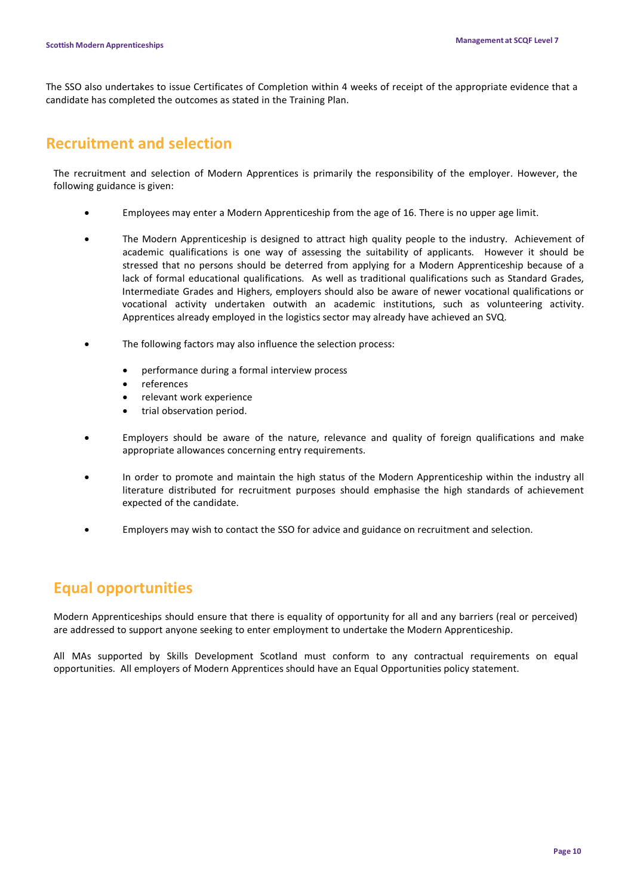The SSO also undertakes to issue Certificates of Completion within 4 weeks of receipt of the appropriate evidence that a candidate has completed the outcomes as stated in the Training Plan.

## Recruitment and selection

The recruitment and selection of Modern Apprentices is primarily the responsibility of the employer. However, the following guidance is given:

- Employees may enter a Modern Apprenticeship from the age of 16. There is no upper age limit.
- The Modern Apprenticeship is designed to attract high quality people to the industry. Achievement of academic qualifications is one way of assessing the suitability of applicants. However it should be stressed that no persons should be deterred from applying for a Modern Apprenticeship because of a lack of formal educational qualifications. As well as traditional qualifications such as Standard Grades, Intermediate Grades and Highers, employers should also be aware of newer vocational qualifications or vocational activity undertaken outwith an academic institutions, such as volunteering activity. Apprentices already employed in the logistics sector may already have achieved an SVQ.
- The following factors may also influence the selection process:
  - performance during a formal interview process
  - references
  - relevant work experience
  - trial observation period.
- Employers should be aware of the nature, relevance and quality of foreign qualifications and make appropriate allowances concerning entry requirements.
- In order to promote and maintain the high status of the Modern Apprenticeship within the industry all literature distributed for recruitment purposes should emphasise the high standards of achievement expected of the candidate.
- Employers may wish to contact the SSO for advice and guidance on recruitment and selection.

## Equal opportunities

Modern Apprenticeships should ensure that there is equality of opportunity for all and any barriers (real or perceived) are addressed to support anyone seeking to enter employment to undertake the Modern Apprenticeship.

All MAs supported by Skills Development Scotland must conform to any contractual requirements on equal opportunities. All employers of Modern Apprentices should have an Equal Opportunities policy statement.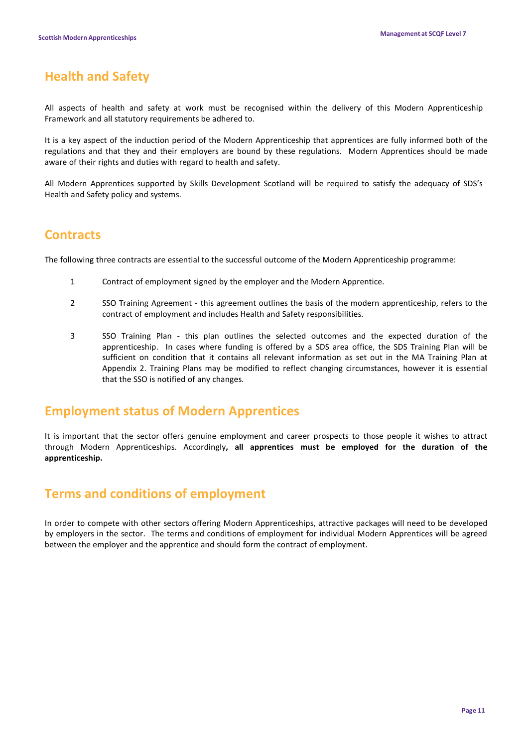## Health and Safety

All aspects of health and safety at work must be recognised within the delivery of this Modern Apprenticeship Framework and all statutory requirements be adhered to.

It is a key aspect of the induction period of the Modern Apprenticeship that apprentices are fully informed both of the regulations and that they and their employers are bound by these regulations. Modern Apprentices should be made aware of their rights and duties with regard to health and safety.

All Modern Apprentices supported by Skills Development Scotland will be required to satisfy the adequacy of SDS's Health and Safety policy and systems.

## Contracts

The following three contracts are essential to the successful outcome of the Modern Apprenticeship programme:

1. Contract of employment signed by the employer and the Modern Apprentice.

2. SSO Training Agreement - this agreement outlines the basis of the modern apprenticeship, refers to the contract of employment and includes Health and Safety responsibilities.

3. SSO Training Plan - this plan outlines the selected outcomes and the expected duration of the apprenticeship. In cases where funding is offered by a SDS area office, the SDS Training Plan will be sufficient on condition that it contains all relevant information as set out in the MA Training Plan at Appendix 2. Training Plans may be modified to reflect changing circumstances, however it is essential that the SSO is notified of any changes.

## Employment status of Modern Apprentices

It is important that the sector offers genuine employment and career prospects to those people it wishes to attract through Modern Apprenticeships. Accordingly**, all apprentices must be employed for the duration of the apprenticeship.**

## Terms and conditions of employment

In order to compete with other sectors offering Modern Apprenticeships, attractive packages will need to be developed by employers in the sector. The terms and conditions of employment for individual Modern Apprentices will be agreed between the employer and the apprentice and should form the contract of employment.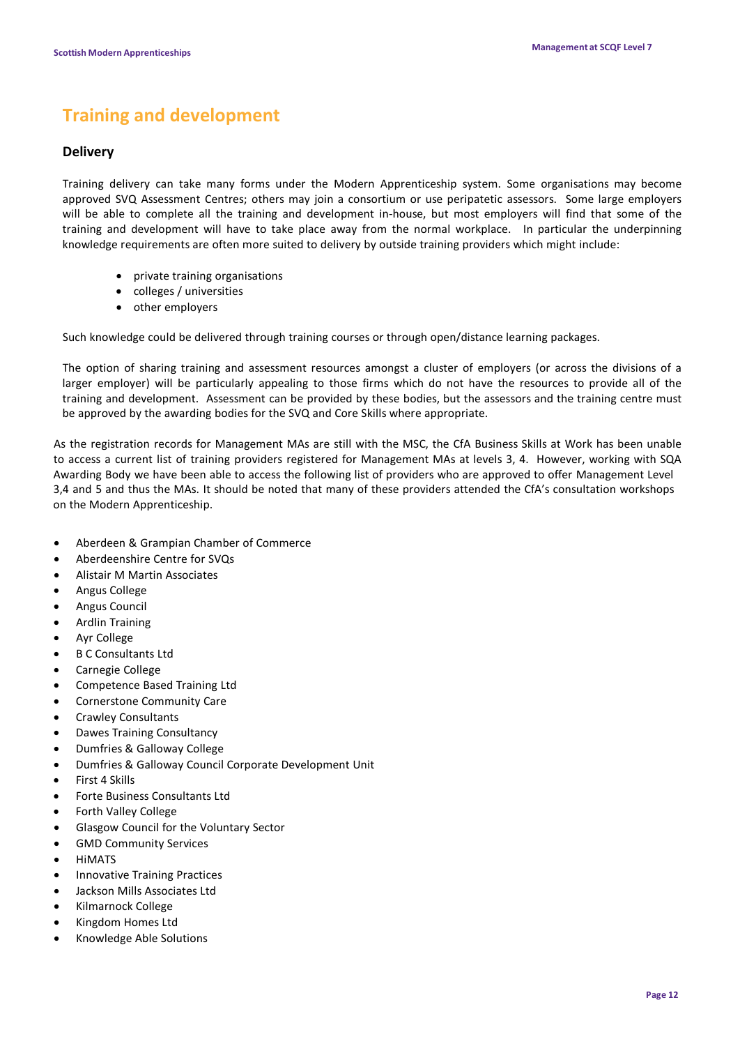# Training and development

## Delivery

Training delivery can take many forms under the Modern Apprenticeship system. Some organisations may become approved SVQ Assessment Centres; others may join a consortium or use peripatetic assessors. Some large employers will be able to complete all the training and development in-house, but most employers will find that some of the training and development will have to take place away from the normal workplace. In particular the underpinning knowledge requirements are often more suited to delivery by outside training providers which might include:

- private training organisations
- colleges / universities
- other employers

Such knowledge could be delivered through training courses or through open/distance learning packages.

The option of sharing training and assessment resources amongst a cluster of employers (or across the divisions of a larger employer) will be particularly appealing to those firms which do not have the resources to provide all of the training and development. Assessment can be provided by these bodies, but the assessors and the training centre must be approved by the awarding bodies for the SVQ and Core Skills where appropriate.

As the registration records for Management MAs are still with the MSC, the CfA Business Skills at Work has been unable to access a current list of training providers registered for Management MAs at levels 3, 4. However, working with SQA Awarding Body we have been able to access the following list of providers who are approved to offer Management Level 3,4 and 5 and thus the MAs. It should be noted that many of these providers attended the CfA's consultation workshops on the Modern Apprenticeship.

- Aberdeen & Grampian Chamber of Commerce
- Aberdeenshire Centre for SVQs
- Alistair M Martin Associates
- Angus College
- Angus Council
- Ardlin Training
- Ayr College
- B C Consultants Ltd
- Carnegie College
- Competence Based Training Ltd
- Cornerstone Community Care
- Crawley Consultants
- Dawes Training Consultancy
- Dumfries & Galloway College
- Dumfries & Galloway Council Corporate Development Unit
- First 4 Skills
- Forte Business Consultants Ltd
- Forth Valley College
- Glasgow Council for the Voluntary Sector
- GMD Community Services
- HiMATS
- Innovative Training Practices
- Jackson Mills Associates Ltd
- Kilmarnock College
- Kingdom Homes Ltd
- Knowledge Able Solutions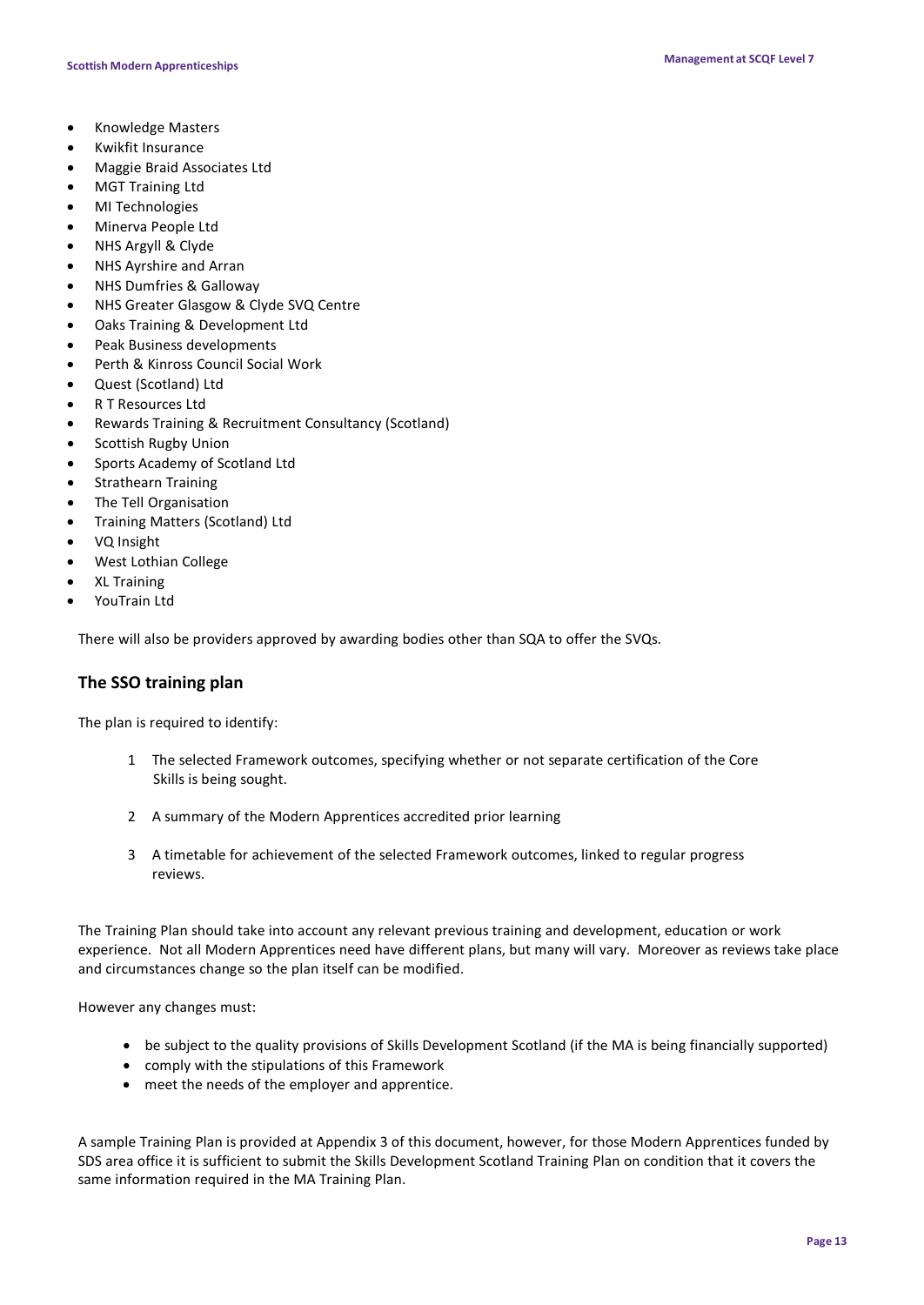- Knowledge Masters
- Kwikfit Insurance
- Maggie Braid Associates Ltd
- MGT Training Ltd
- MI Technologies
- Minerva People Ltd
- NHS Argyll & Clyde
- NHS Ayrshire and Arran
- NHS Dumfries & Galloway
- NHS Greater Glasgow & Clyde SVQ Centre
- Oaks Training & Development Ltd
- Peak Business developments
- Perth & Kinross Council Social Work
- Quest (Scotland) Ltd
- R T Resources Ltd
- Rewards Training & Recruitment Consultancy (Scotland)
- Scottish Rugby Union
- Sports Academy of Scotland Ltd
- Strathearn Training
- The Tell Organisation
- Training Matters (Scotland) Ltd
- VQ Insight
- West Lothian College
- XL Training
- YouTrain Ltd

There will also be providers approved by awarding bodies other than SQA to offer the SVQs.

## The SSO training plan

The plan is required to identify:

1. The selected Framework outcomes, specifying whether or not separate certification of the Core Skills is being sought.
2. A summary of the Modern Apprentices accredited prior learning
3. A timetable for achievement of the selected Framework outcomes, linked to regular progress reviews.

The Training Plan should take into account any relevant previous training and development, education or work experience. Not all Modern Apprentices need have different plans, but many will vary. Moreover as reviews take place and circumstances change so the plan itself can be modified.

However any changes must:

- be subject to the quality provisions of Skills Development Scotland (if the MA is being financially supported)
- comply with the stipulations of this Framework
- meet the needs of the employer and apprentice.

A sample Training Plan is provided at Appendix 3 of this document, however, for those Modern Apprentices funded by SDS area office it is sufficient to submit the Skills Development Scotland Training Plan on condition that it covers the same information required in the MA Training Plan.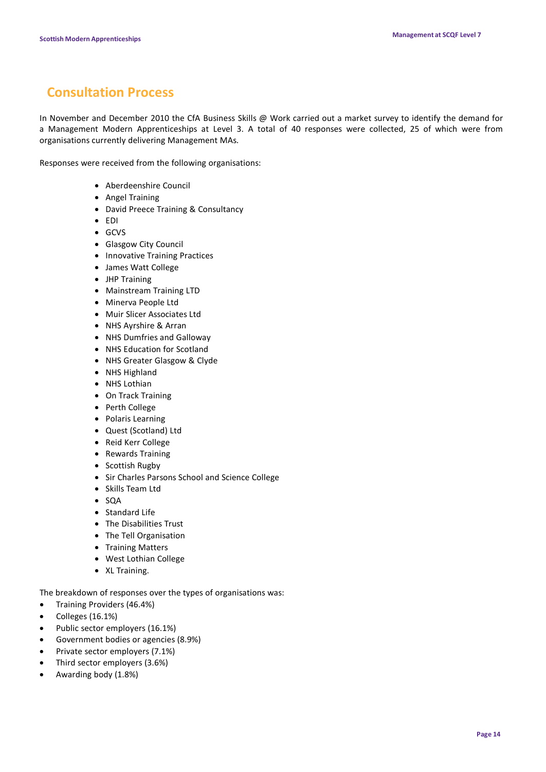## Consultation Process

In November and December 2010 the CfA Business Skills @ Work carried out a market survey to identify the demand for a Management Modern Apprenticeships at Level 3. A total of 40 responses were collected, 25 of which were from organisations currently delivering Management MAs.

Responses were received from the following organisations:

- Aberdeenshire Council
- Angel Training
- David Preece Training & Consultancy
- EDI
- GCVS
- Glasgow City Council
- Innovative Training Practices
- James Watt College
- JHP Training
- Mainstream Training LTD
- Minerva People Ltd
- Muir Slicer Associates Ltd
- NHS Ayrshire & Arran
- NHS Dumfries and Galloway
- NHS Education for Scotland
- NHS Greater Glasgow & Clyde
- NHS Highland
- NHS Lothian
- On Track Training
- Perth College
- Polaris Learning
- Quest (Scotland) Ltd
- Reid Kerr College
- Rewards Training
- Scottish Rugby
- Sir Charles Parsons School and Science College
- Skills Team Ltd
- SQA
- Standard Life
- The Disabilities Trust
- The Tell Organisation
- Training Matters
- West Lothian College
- XL Training.

The breakdown of responses over the types of organisations was:

- Training Providers (46.4%)
- Colleges (16.1%)
- Public sector employers (16.1%)
- Government bodies or agencies (8.9%)
- Private sector employers (7.1%)
- Third sector employers (3.6%)
- Awarding body (1.8%)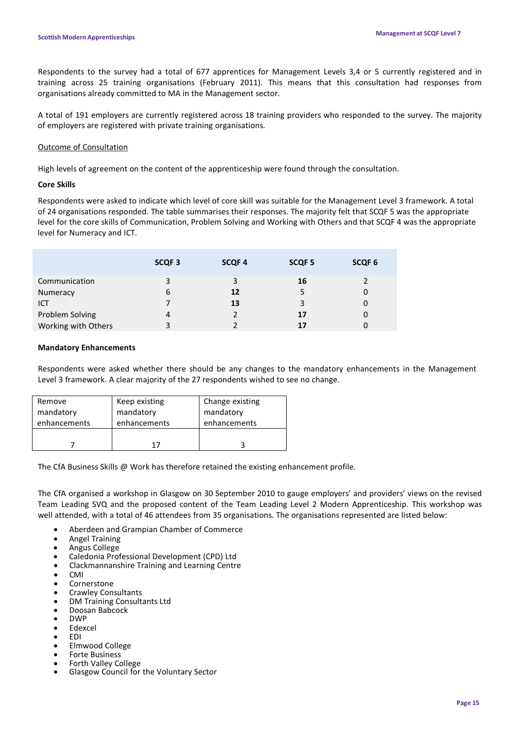Respondents to the survey had a total of 677 apprentices for Management Levels 3,4 or 5 currently registered and in training across 25 training organisations (February 2011). This means that this consultation had responses from organisations already committed to MA in the Management sector.

A total of 191 employers are currently registered across 18 training providers who responded to the survey. The majority of employers are registered with private training organisations.

Outcome of Consultation

High levels of agreement on the content of the apprenticeship were found through the consultation.

**Core Skills**

Respondents were asked to indicate which level of core skill was suitable for the Management Level 3 framework. A total of 24 organisations responded. The table summarises their responses. The majority felt that SCQF 5 was the appropriate level for the core skills of Communication, Problem Solving and Working with Others and that SCQF 4 was the appropriate level for Numeracy and ICT.

| | SCQF 3 | SCQF 4 | SCQF 5 | SCQF 6 |
|---|---|---|---|---|
| Communication | 3 | 3 | **16** | 2 |
| Numeracy | 6 | **12** | 5 | 0 |
| ICT | 7 | **13** | 3 | 0 |
| Problem Solving | 4 | 2 | **17** | 0 |
| Working with Others | 3 | 2 | **17** | 0 |

**Mandatory Enhancements**

Respondents were asked whether there should be any changes to the mandatory enhancements in the Management Level 3 framework. A clear majority of the 27 respondents wished to see no change.

| Remove mandatory enhancements | Keep existing mandatory enhancements | Change existing mandatory enhancements |
|---|---|---|
| 7 | 17 | 3 |

The CfA Business Skills @ Work has therefore retained the existing enhancement profile.

The CfA organised a workshop in Glasgow on 30 September 2010 to gauge employers' and providers' views on the revised Team Leading SVQ and the proposed content of the Team Leading Level 2 Modern Apprenticeship. This workshop was well attended, with a total of 46 attendees from 35 organisations. The organisations represented are listed below:

- Aberdeen and Grampian Chamber of Commerce
- Angel Training
- Angus College
- Caledonia Professional Development (CPD) Ltd
- Clackmannanshire Training and Learning Centre
- CMI
- Cornerstone
- Crawley Consultants
- DM Training Consultants Ltd
- Doosan Babcock
- DWP
- Edexcel
- EDI
- Elmwood College
- Forte Business
- Forth Valley College
- Glasgow Council for the Voluntary Sector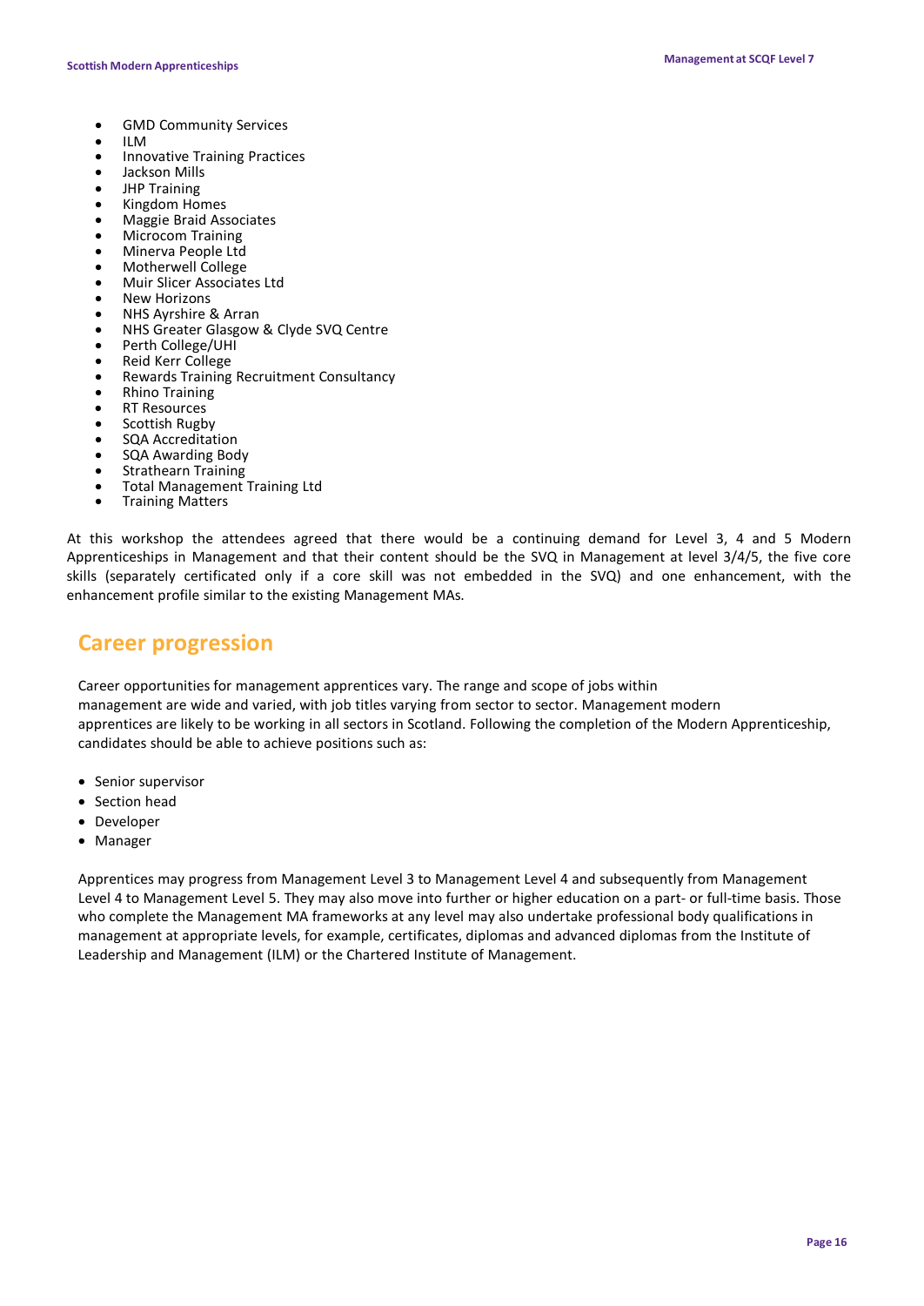- GMD Community Services
- ILM
- Innovative Training Practices
- Jackson Mills
- JHP Training
- Kingdom Homes
- Maggie Braid Associates
- Microcom Training
- Minerva People Ltd
- Motherwell College
- Muir Slicer Associates Ltd
- New Horizons
- NHS Ayrshire & Arran
- NHS Greater Glasgow & Clyde SVQ Centre
- Perth College/UHI
- Reid Kerr College
- Rewards Training Recruitment Consultancy
- Rhino Training
- RT Resources
- Scottish Rugby
- SQA Accreditation
- SQA Awarding Body
- Strathearn Training
- Total Management Training Ltd
- Training Matters

At this workshop the attendees agreed that there would be a continuing demand for Level 3, 4 and 5 Modern Apprenticeships in Management and that their content should be the SVQ in Management at level 3/4/5, the five core skills (separately certificated only if a core skill was not embedded in the SVQ) and one enhancement, with the enhancement profile similar to the existing Management MAs.

## Career progression

Career opportunities for management apprentices vary. The range and scope of jobs within management are wide and varied, with job titles varying from sector to sector. Management modern apprentices are likely to be working in all sectors in Scotland. Following the completion of the Modern Apprenticeship, candidates should be able to achieve positions such as:

- Senior supervisor
- Section head
- Developer
- Manager

Apprentices may progress from Management Level 3 to Management Level 4 and subsequently from Management Level 4 to Management Level 5. They may also move into further or higher education on a part- or full-time basis. Those who complete the Management MA frameworks at any level may also undertake professional body qualifications in management at appropriate levels, for example, certificates, diplomas and advanced diplomas from the Institute of Leadership and Management (ILM) or the Chartered Institute of Management.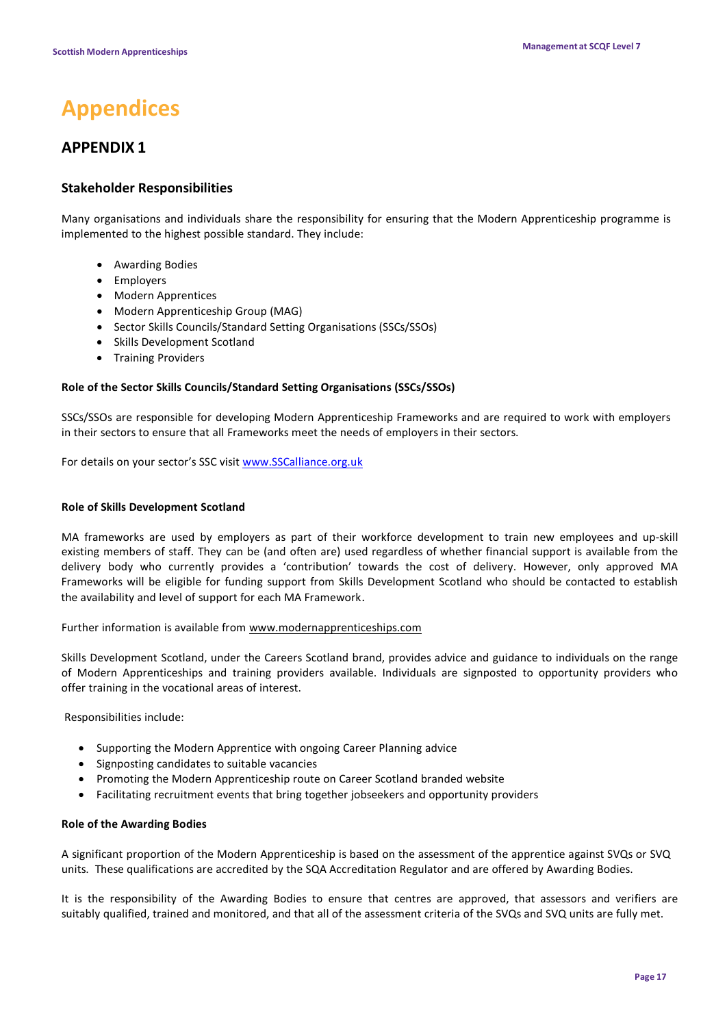# Appendices

## APPENDIX 1

### Stakeholder Responsibilities

Many organisations and individuals share the responsibility for ensuring that the Modern Apprenticeship programme is implemented to the highest possible standard. They include:

- Awarding Bodies
- Employers
- Modern Apprentices
- Modern Apprenticeship Group (MAG)
- Sector Skills Councils/Standard Setting Organisations (SSCs/SSOs)
- Skills Development Scotland
- Training Providers

**Role of the Sector Skills Councils/Standard Setting Organisations (SSCs/SSOs)**

SSCs/SSOs are responsible for developing Modern Apprenticeship Frameworks and are required to work with employers in their sectors to ensure that all Frameworks meet the needs of employers in their sectors.

For details on your sector's SSC visit www.SSCalliance.org.uk

**Role of Skills Development Scotland**

MA frameworks are used by employers as part of their workforce development to train new employees and up-skill existing members of staff. They can be (and often are) used regardless of whether financial support is available from the delivery body who currently provides a 'contribution' towards the cost of delivery. However, only approved MA Frameworks will be eligible for funding support from Skills Development Scotland who should be contacted to establish the availability and level of support for each MA Framework.

Further information is available from www.modernapprenticeships.com

Skills Development Scotland, under the Careers Scotland brand, provides advice and guidance to individuals on the range of Modern Apprenticeships and training providers available. Individuals are signposted to opportunity providers who offer training in the vocational areas of interest.

Responsibilities include:

- Supporting the Modern Apprentice with ongoing Career Planning advice
- Signposting candidates to suitable vacancies
- Promoting the Modern Apprenticeship route on Career Scotland branded website
- Facilitating recruitment events that bring together jobseekers and opportunity providers

**Role of the Awarding Bodies**

A significant proportion of the Modern Apprenticeship is based on the assessment of the apprentice against SVQs or SVQ units. These qualifications are accredited by the SQA Accreditation Regulator and are offered by Awarding Bodies.

It is the responsibility of the Awarding Bodies to ensure that centres are approved, that assessors and verifiers are suitably qualified, trained and monitored, and that all of the assessment criteria of the SVQs and SVQ units are fully met.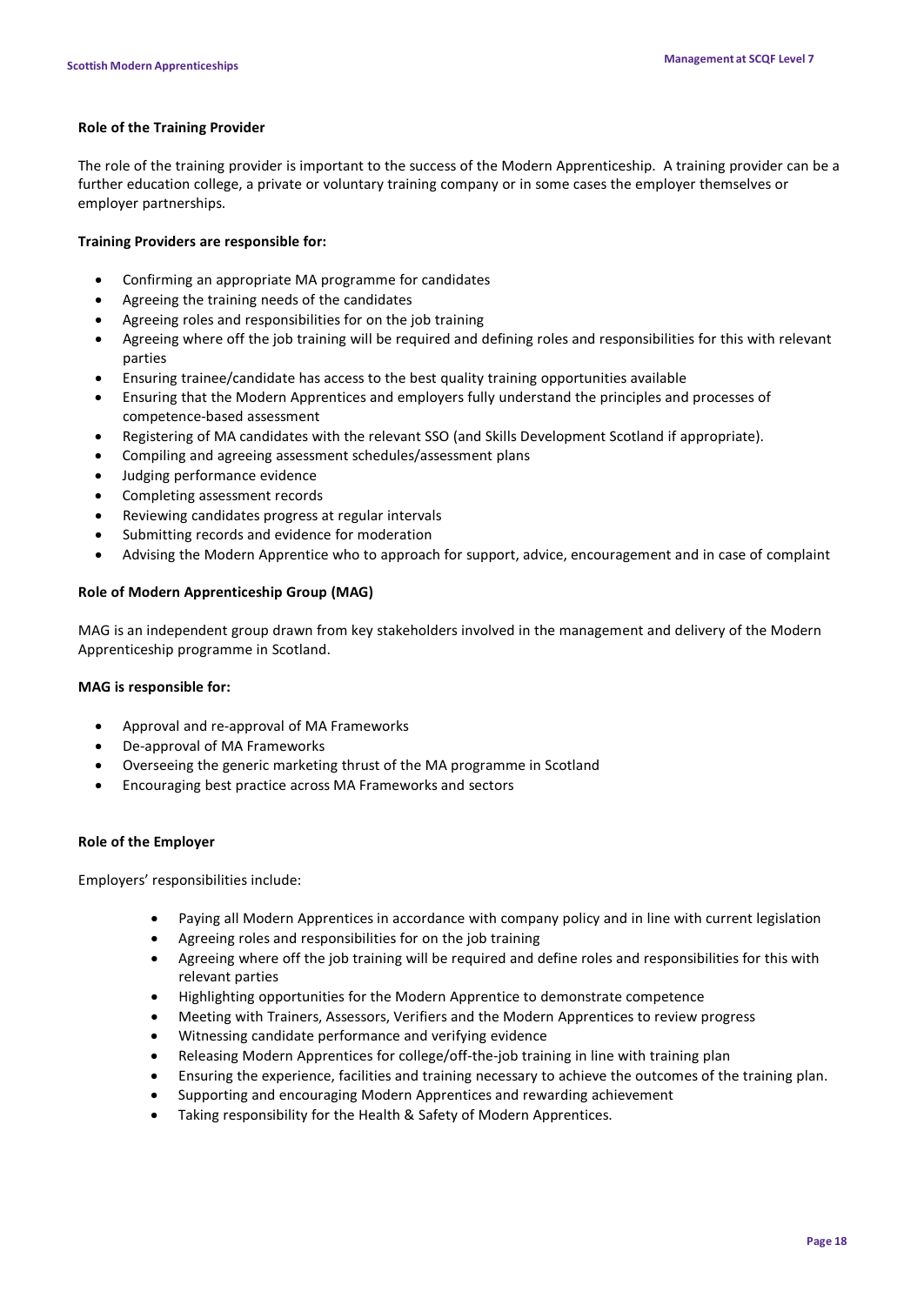### Role of the Training Provider

The role of the training provider is important to the success of the Modern Apprenticeship. A training provider can be a further education college, a private or voluntary training company or in some cases the employer themselves or employer partnerships.

**Training Providers are responsible for:**

- Confirming an appropriate MA programme for candidates
- Agreeing the training needs of the candidates
- Agreeing roles and responsibilities for on the job training
- Agreeing where off the job training will be required and defining roles and responsibilities for this with relevant parties
- Ensuring trainee/candidate has access to the best quality training opportunities available
- Ensuring that the Modern Apprentices and employers fully understand the principles and processes of competence-based assessment
- Registering of MA candidates with the relevant SSO (and Skills Development Scotland if appropriate).
- Compiling and agreeing assessment schedules/assessment plans
- Judging performance evidence
- Completing assessment records
- Reviewing candidates progress at regular intervals
- Submitting records and evidence for moderation
- Advising the Modern Apprentice who to approach for support, advice, encouragement and in case of complaint

### Role of Modern Apprenticeship Group (MAG)

MAG is an independent group drawn from key stakeholders involved in the management and delivery of the Modern Apprenticeship programme in Scotland.

**MAG is responsible for:**

- Approval and re-approval of MA Frameworks
- De-approval of MA Frameworks
- Overseeing the generic marketing thrust of the MA programme in Scotland
- Encouraging best practice across MA Frameworks and sectors

### Role of the Employer

Employers' responsibilities include:

- Paying all Modern Apprentices in accordance with company policy and in line with current legislation
- Agreeing roles and responsibilities for on the job training
- Agreeing where off the job training will be required and define roles and responsibilities for this with relevant parties
- Highlighting opportunities for the Modern Apprentice to demonstrate competence
- Meeting with Trainers, Assessors, Verifiers and the Modern Apprentices to review progress
- Witnessing candidate performance and verifying evidence
- Releasing Modern Apprentices for college/off-the-job training in line with training plan
- Ensuring the experience, facilities and training necessary to achieve the outcomes of the training plan.
- Supporting and encouraging Modern Apprentices and rewarding achievement
- Taking responsibility for the Health & Safety of Modern Apprentices.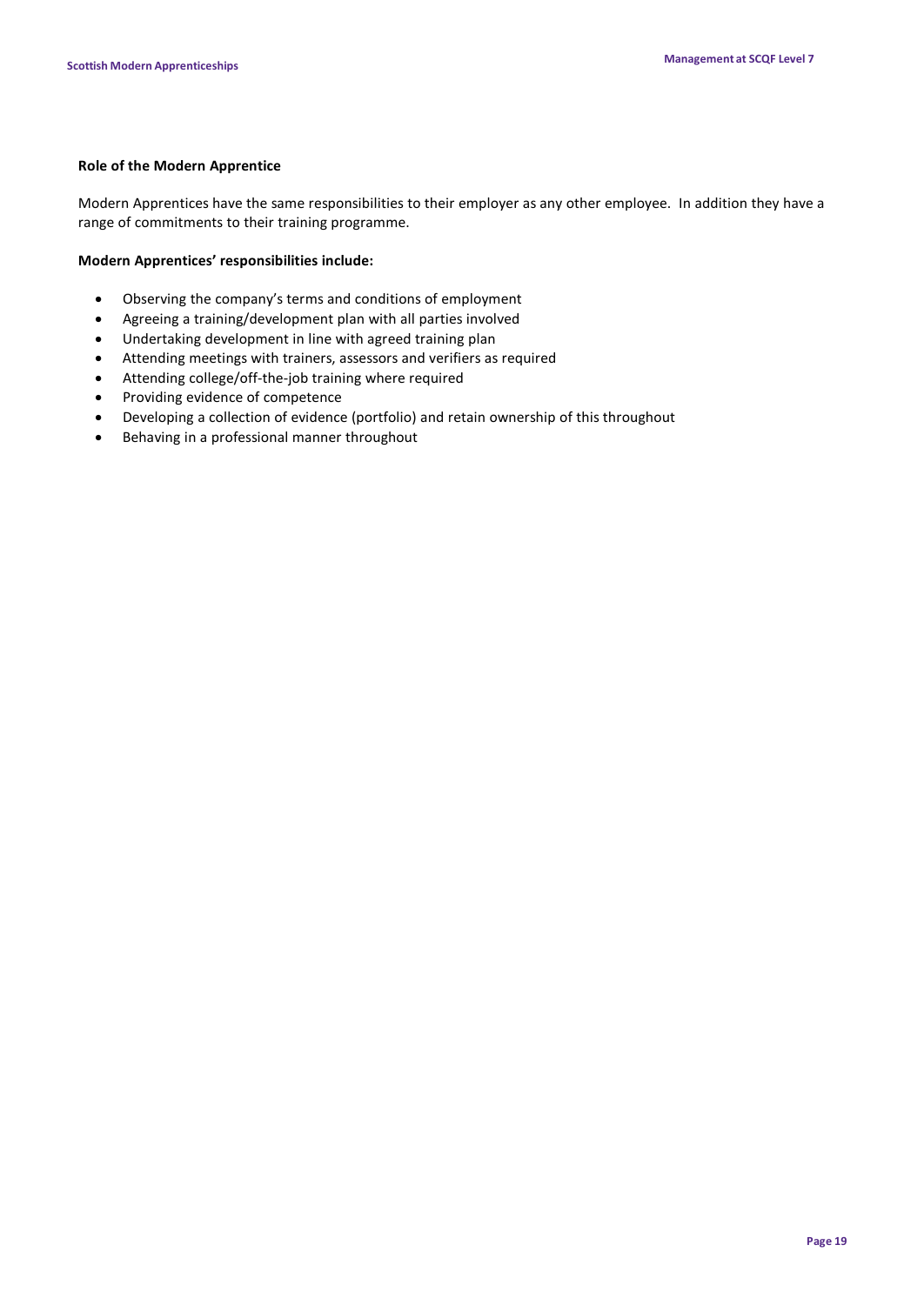### Role of the Modern Apprentice

Modern Apprentices have the same responsibilities to their employer as any other employee. In addition they have a range of commitments to their training programme.

**Modern Apprentices' responsibilities include:**

- Observing the company's terms and conditions of employment
- Agreeing a training/development plan with all parties involved
- Undertaking development in line with agreed training plan
- Attending meetings with trainers, assessors and verifiers as required
- Attending college/off-the-job training where required
- Providing evidence of competence
- Developing a collection of evidence (portfolio) and retain ownership of this throughout
- Behaving in a professional manner throughout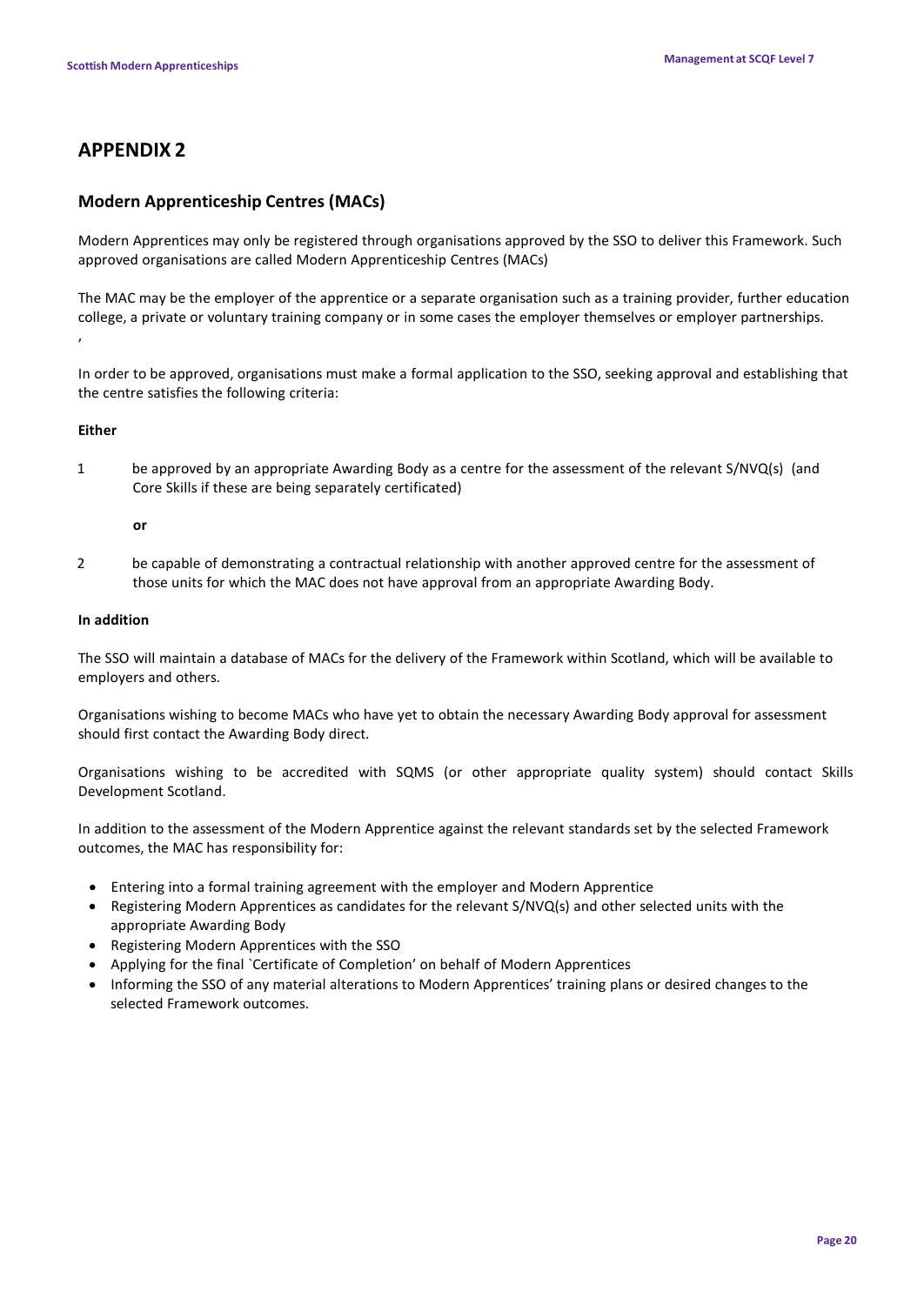# APPENDIX 2

## Modern Apprenticeship Centres (MACs)

Modern Apprentices may only be registered through organisations approved by the SSO to deliver this Framework. Such approved organisations are called Modern Apprenticeship Centres (MACs)

The MAC may be the employer of the apprentice or a separate organisation such as a training provider, further education college, a private or voluntary training company or in some cases the employer themselves or employer partnerships.
,

In order to be approved, organisations must make a formal application to the SSO, seeking approval and establishing that the centre satisfies the following criteria:

**Either**

1 be approved by an appropriate Awarding Body as a centre for the assessment of the relevant S/NVQ(s) (and Core Skills if these are being separately certificated)

**or**

2 be capable of demonstrating a contractual relationship with another approved centre for the assessment of those units for which the MAC does not have approval from an appropriate Awarding Body.

**In addition**

The SSO will maintain a database of MACs for the delivery of the Framework within Scotland, which will be available to employers and others.

Organisations wishing to become MACs who have yet to obtain the necessary Awarding Body approval for assessment should first contact the Awarding Body direct.

Organisations wishing to be accredited with SQMS (or other appropriate quality system) should contact Skills Development Scotland.

In addition to the assessment of the Modern Apprentice against the relevant standards set by the selected Framework outcomes, the MAC has responsibility for:

- Entering into a formal training agreement with the employer and Modern Apprentice
- Registering Modern Apprentices as candidates for the relevant S/NVQ(s) and other selected units with the appropriate Awarding Body
- Registering Modern Apprentices with the SSO
- Applying for the final `Certificate of Completion' on behalf of Modern Apprentices
- Informing the SSO of any material alterations to Modern Apprentices' training plans or desired changes to the selected Framework outcomes.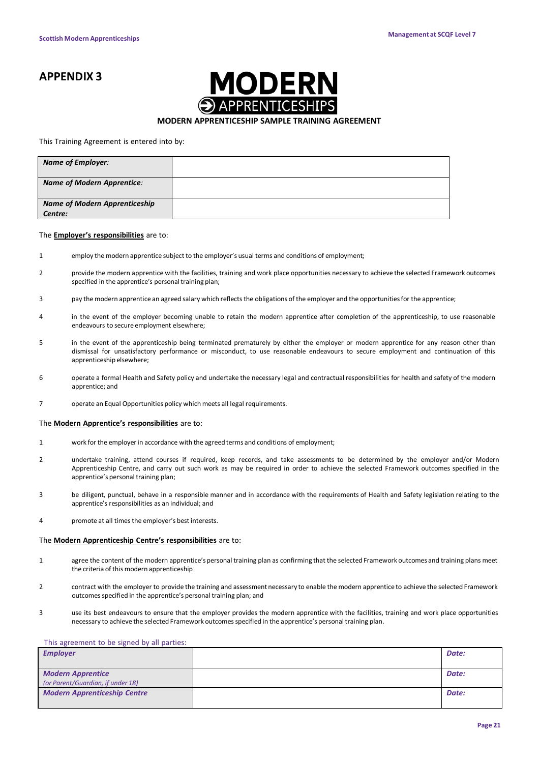# APPENDIX 3

MODERN APPRENTICESHIPS

**MODERN APPRENTICESHIP SAMPLE TRAINING AGREEMENT**

This Training Agreement is entered into by:

| | |
|---|---|
| ***Name of Employer:*** | |
| ***Name of Modern Apprentice:*** | |
| ***Name of Modern Apprenticeship Centre:*** | |

The **Employer's responsibilities** are to:

1. employ the modern apprentice subject to the employer's usual terms and conditions of employment;
2. provide the modern apprentice with the facilities, training and work place opportunities necessary to achieve the selected Framework outcomes specified in the apprentice's personal training plan;
3. pay the modern apprentice an agreed salary which reflects the obligations of the employer and the opportunities for the apprentice;
4. in the event of the employer becoming unable to retain the modern apprentice after completion of the apprenticeship, to use reasonable endeavours to secure employment elsewhere;
5. in the event of the apprenticeship being terminated prematurely by either the employer or modern apprentice for any reason other than dismissal for unsatisfactory performance or misconduct, to use reasonable endeavours to secure employment and continuation of this apprenticeship elsewhere;
6. operate a formal Health and Safety policy and undertake the necessary legal and contractual responsibilities for health and safety of the modern apprentice; and
7. operate an Equal Opportunities policy which meets all legal requirements.

The **Modern Apprentice's responsibilities** are to:

1. work for the employer in accordance with the agreed terms and conditions of employment;
2. undertake training, attend courses if required, keep records, and take assessments to be determined by the employer and/or Modern Apprenticeship Centre, and carry out such work as may be required in order to achieve the selected Framework outcomes specified in the apprentice's personal training plan;
3. be diligent, punctual, behave in a responsible manner and in accordance with the requirements of Health and Safety legislation relating to the apprentice's responsibilities as an individual; and
4. promote at all times the employer's best interests.

The **Modern Apprenticeship Centre's responsibilities** are to:

1. agree the content of the modern apprentice's personal training plan as confirming that the selected Framework outcomes and training plans meet the criteria of this modern apprenticeship
2. contract with the employer to provide the training and assessment necessary to enable the modern apprentice to achieve the selected Framework outcomes specified in the apprentice's personal training plan; and
3. use its best endeavours to ensure that the employer provides the modern apprentice with the facilities, training and work place opportunities necessary to achieve the selected Framework outcomes specified in the apprentice's personal training plan.

This agreement to be signed by all parties:

| | | |
|---|---|---|
| ***Employer*** | | ***Date:*** |
| ***Modern Apprentice*** *(or Parent/Guardian, if under 18)* | | ***Date:*** |
| ***Modern Apprenticeship Centre*** | | ***Date:*** |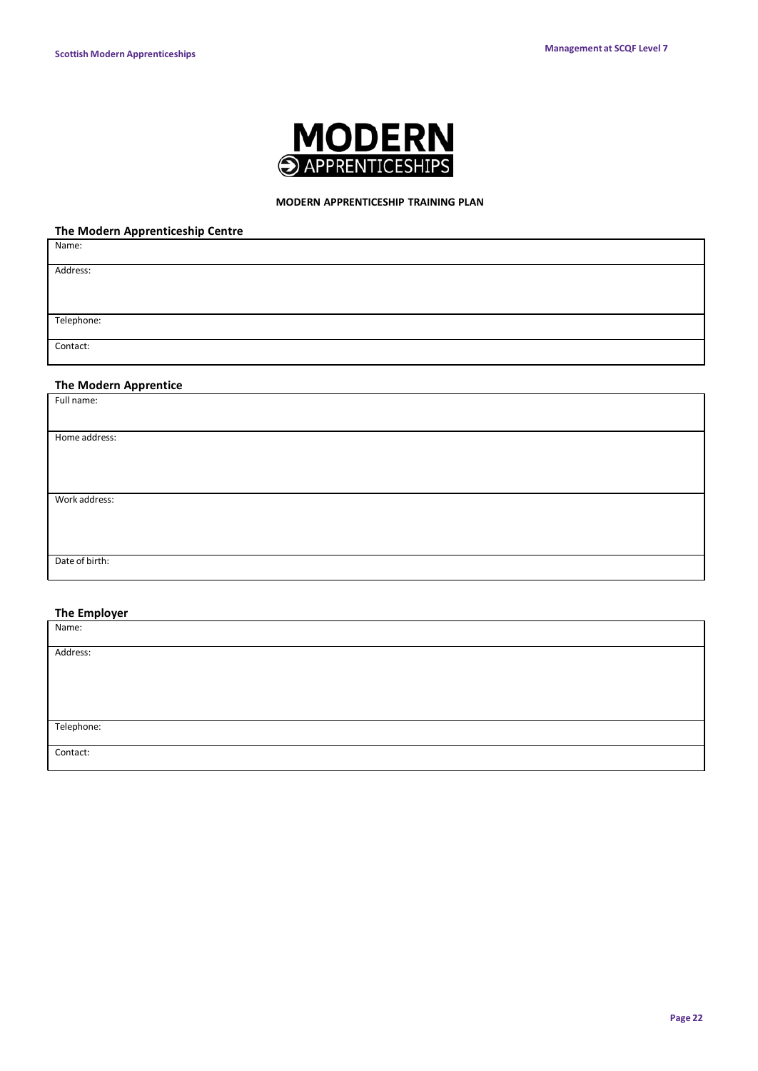**MODERN APPRENTICESHIPS**

**MODERN APPRENTICESHIP TRAINING PLAN**

### The Modern Apprenticeship Centre

| |
|---|
| Name: |
| Address: |
| Telephone: |
| Contact: |

### The Modern Apprentice

| |
|---|
| Full name: |
| Home address: |
| Work address: |
| Date of birth: |

### The Employer

| |
|---|
| Name: |
| Address: |
| Telephone: |
| Contact: |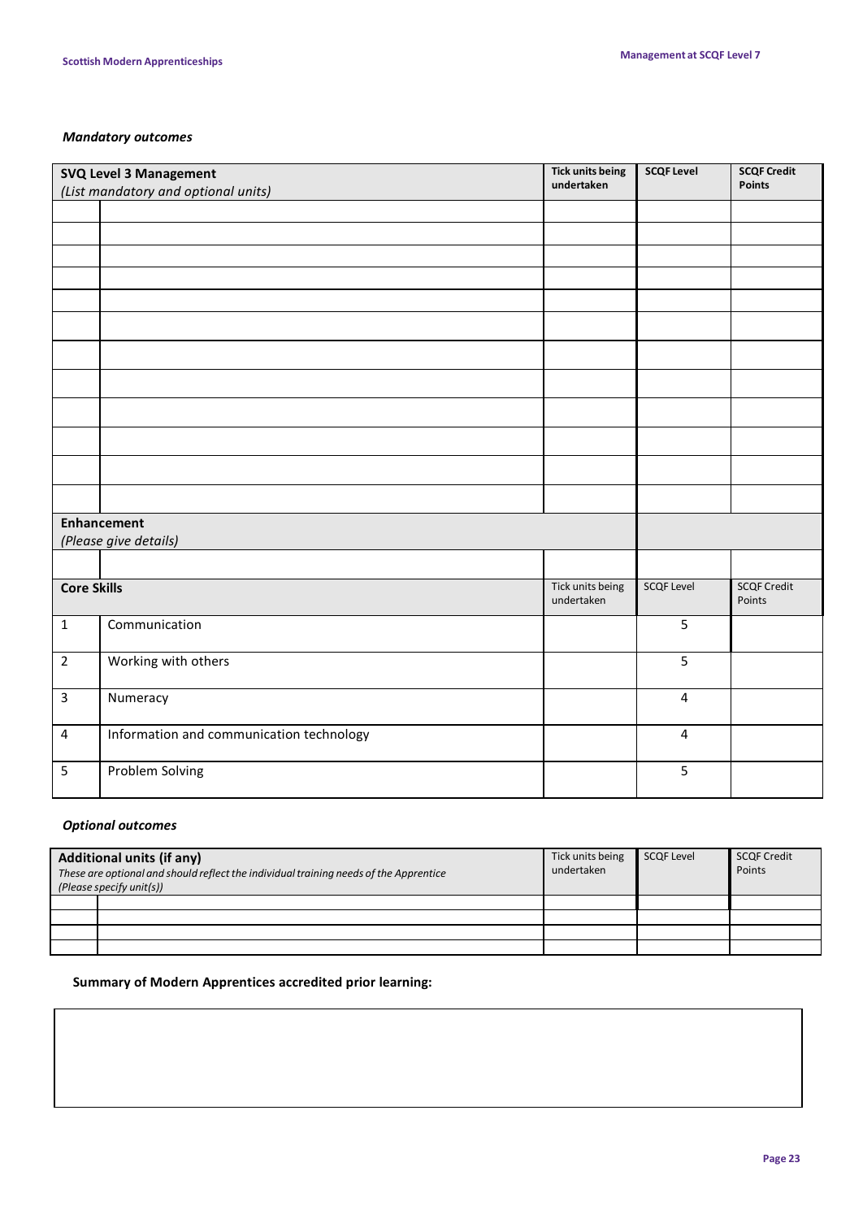### *Mandatory outcomes*

| **SVQ Level 3 Management** *(List mandatory and optional units)* | | **Tick units being undertaken** | **SCQF Level** | **SCQF Credit Points** |
|---|---|---|---|---|
| | | | | |
| | | | | |
| | | | | |
| | | | | |
| | | | | |
| | | | | |
| | | | | |
| | | | | |
| | | | | |
| | | | | |
| | | | | |
| | | | | |
| **Enhancement** *(Please give details)* | | | | |
| | | | | |
| **Core Skills** | | Tick units being undertaken | SCQF Level | SCQF Credit Points |
| 1 | Communication | | 5 | |
| 2 | Working with others | | 5 | |
| 3 | Numeracy | | 4 | |
| 4 | Information and communication technology | | 4 | |
| 5 | Problem Solving | | 5 | |

### *Optional outcomes*

| **Additional units (if any)** *These are optional and should reflect the individual training needs of the Apprentice (Please specify unit(s))* | | Tick units being undertaken | SCQF Level | SCQF Credit Points |
|---|---|---|---|---|
| | | | | |
| | | | | |
| | | | | |
| | | | | |

**Summary of Modern Apprentices accredited prior learning:**

| |
|---|
| |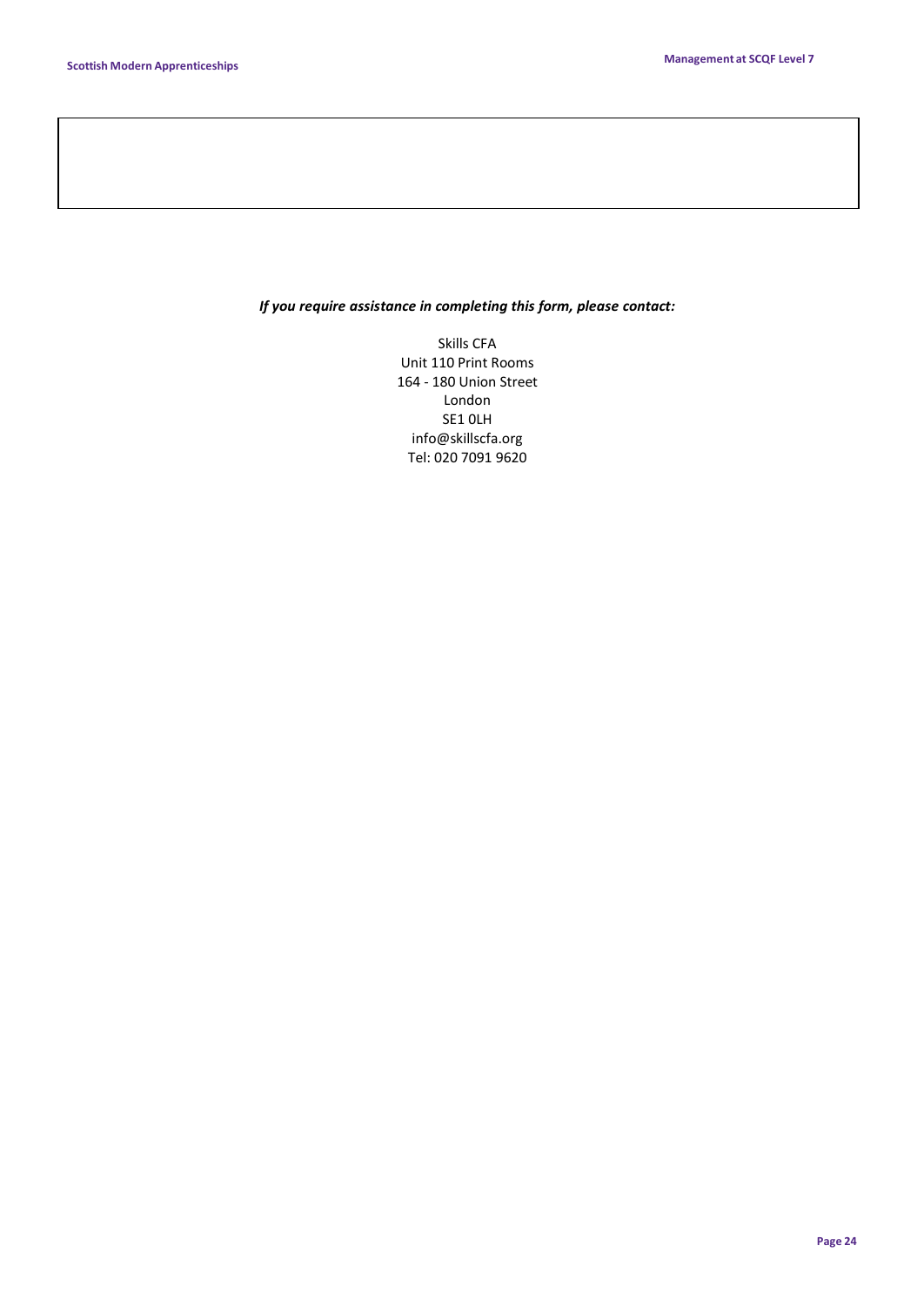*If you require assistance in completing this form, please contact:*

Skills CFA
Unit 110 Print Rooms
164 - 180 Union Street
London
SE1 0LH
info@skillscfa.org
Tel: 020 7091 9620